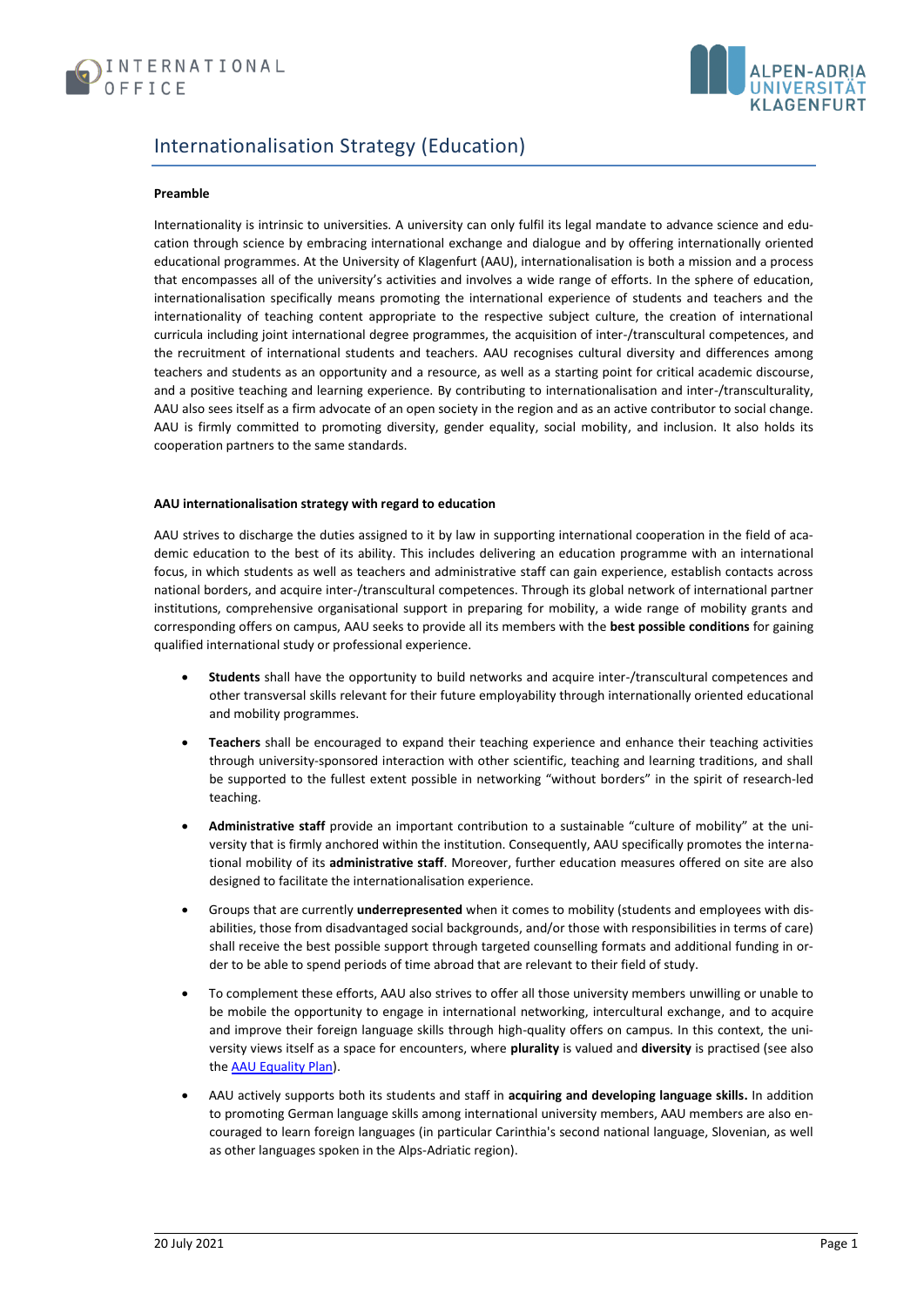# Internationalisation Strategy (Education)

**Preamble**

Internationality is intrinsic to universities. A university can only fulfil its legal mandate to advance science and education through science by embracing international exchange and dialogue and by offering internationally oriented educational programmes. At the University of Klagenfurt (AAU), internationalisation is both a mission and a process that encompasses all of the university's activities and involves a wide range of efforts. In the sphere of education, internationalisation specifically means promoting the international experience of students and teachers and the internationality of teaching content appropriate to the respective subject culture, the creation of international curricula including joint international degree programmes, the acquisition of inter-/transcultural competences, and the recruitment of international students and teachers. AAU recognises cultural diversity and differences among teachers and students as an opportunity and a resource, as well as a starting point for critical academic discourse, and a positive teaching and learning experience. By contributing to internationalisation and inter-/transculturality, AAU also sees itself as a firm advocate of an open society in the region and as an active contributor to social change. AAU is firmly committed to promoting diversity, gender equality, social mobility, and inclusion. It also holds its cooperation partners to the same standards.

**AAU internationalisation strategy with regard to education**

AAU strives to discharge the duties assigned to it by law in supporting international cooperation in the field of academic education to the best of its ability. This includes delivering an education programme with an international focus, in which students as well as teachers and administrative staff can gain experience, establish contacts across national borders, and acquire inter-/transcultural competences. Through its global network of international partner institutions, comprehensive organisational support in preparing for mobility, a wide range of mobility grants and corresponding offers on campus, AAU seeks to provide all its members with the **best possible conditions** for gaining qualified international study or professional experience.

- **Students** shall have the opportunity to build networks and acquire inter-/transcultural competences and other transversal skills relevant for their future employability through internationally oriented educational and mobility programmes.
- **Teachers** shall be encouraged to expand their teaching experience and enhance their teaching activities through university-sponsored interaction with other scientific, teaching and learning traditions, and shall be supported to the fullest extent possible in networking "without borders" in the spirit of research-led teaching.
- **Administrative staff** provide an important contribution to a sustainable "culture of mobility" at the university that is firmly anchored within the institution. Consequently, AAU specifically promotes the international mobility of its **administrative staff**. Moreover, further education measures offered on site are also designed to facilitate the internationalisation experience.
- Groups that are currently **underrepresented** when it comes to mobility (students and employees with disabilities, those from disadvantaged social backgrounds, and/or those with responsibilities in terms of care) shall receive the best possible support through targeted counselling formats and additional funding in order to be able to spend periods of time abroad that are relevant to their field of study.
- To complement these efforts, AAU also strives to offer all those university members unwilling or unable to be mobile the opportunity to engage in international networking, intercultural exchange, and to acquire and improve their foreign language skills through high-quality offers on campus. In this context, the university views itself as a space for encounters, where **plurality** is valued and **diversity** is practised (see also the AAU Equality Plan).
- AAU actively supports both its students and staff in **acquiring and developing language skills.** In addition to promoting German language skills among international university members, AAU members are also encouraged to learn foreign languages (in particular Carinthia's second national language, Slovenian, as well as other languages spoken in the Alps-Adriatic region).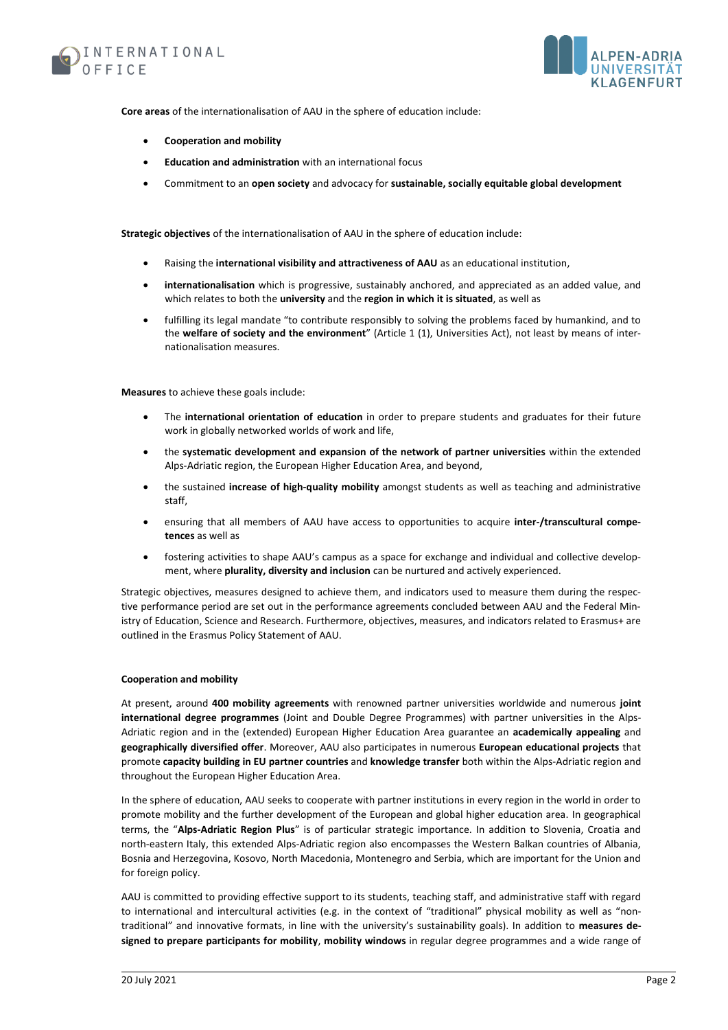**Core areas** of the internationalisation of AAU in the sphere of education include:

- **Cooperation and mobility**
- **Education and administration** with an international focus
- Commitment to an **open society** and advocacy for **sustainable, socially equitable global development**

**Strategic objectives** of the internationalisation of AAU in the sphere of education include:

- Raising the **international visibility and attractiveness of AAU** as an educational institution,
- **internationalisation** which is progressive, sustainably anchored, and appreciated as an added value, and which relates to both the **university** and the **region in which it is situated**, as well as
- fulfilling its legal mandate "to contribute responsibly to solving the problems faced by humankind, and to the **welfare of society and the environment**" (Article 1 (1), Universities Act), not least by means of internationalisation measures.

**Measures** to achieve these goals include:

- The **international orientation of education** in order to prepare students and graduates for their future work in globally networked worlds of work and life,
- the **systematic development and expansion of the network of partner universities** within the extended Alps-Adriatic region, the European Higher Education Area, and beyond,
- the sustained **increase of high-quality mobility** amongst students as well as teaching and administrative staff,
- ensuring that all members of AAU have access to opportunities to acquire **inter-/transcultural competences** as well as
- fostering activities to shape AAU's campus as a space for exchange and individual and collective development, where **plurality, diversity and inclusion** can be nurtured and actively experienced.

Strategic objectives, measures designed to achieve them, and indicators used to measure them during the respective performance period are set out in the performance agreements concluded between AAU and the Federal Ministry of Education, Science and Research. Furthermore, objectives, measures, and indicators related to Erasmus+ are outlined in the Erasmus Policy Statement of AAU.

**Cooperation and mobility**

At present, around **400 mobility agreements** with renowned partner universities worldwide and numerous **joint international degree programmes** (Joint and Double Degree Programmes) with partner universities in the Alps-Adriatic region and in the (extended) European Higher Education Area guarantee an **academically appealing** and **geographically diversified offer**. Moreover, AAU also participates in numerous **European educational projects** that promote **capacity building in EU partner countries** and **knowledge transfer** both within the Alps-Adriatic region and throughout the European Higher Education Area.

In the sphere of education, AAU seeks to cooperate with partner institutions in every region in the world in order to promote mobility and the further development of the European and global higher education area. In geographical terms, the "**Alps-Adriatic Region Plus**" is of particular strategic importance. In addition to Slovenia, Croatia and north-eastern Italy, this extended Alps-Adriatic region also encompasses the Western Balkan countries of Albania, Bosnia and Herzegovina, Kosovo, North Macedonia, Montenegro and Serbia, which are important for the Union and for foreign policy.

AAU is committed to providing effective support to its students, teaching staff, and administrative staff with regard to international and intercultural activities (e.g. in the context of "traditional" physical mobility as well as "non-traditional" and innovative formats, in line with the university's sustainability goals). In addition to **measures designed to prepare participants for mobility**, **mobility windows** in regular degree programmes and a wide range of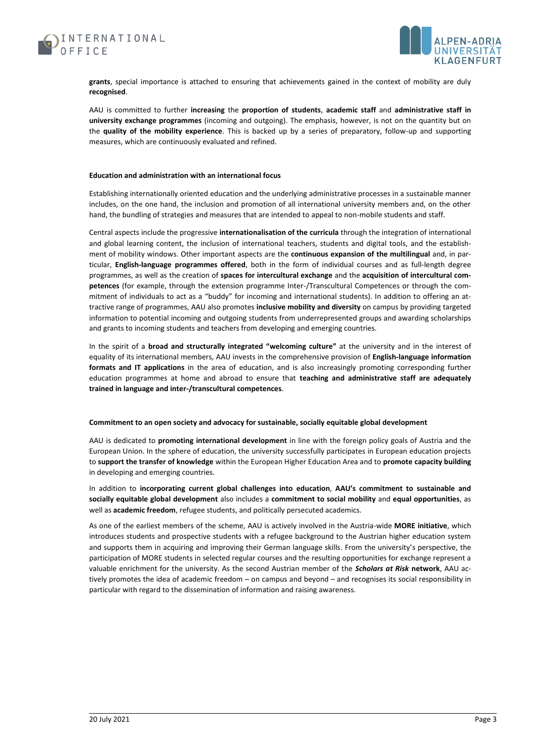**grants**, special importance is attached to ensuring that achievements gained in the context of mobility are duly **recognised**.

AAU is committed to further **increasing** the **proportion of students**, **academic staff** and **administrative staff in university exchange programmes** (incoming and outgoing). The emphasis, however, is not on the quantity but on the **quality of the mobility experience**. This is backed up by a series of preparatory, follow-up and supporting measures, which are continuously evaluated and refined.

#### Education and administration with an international focus

Establishing internationally oriented education and the underlying administrative processes in a sustainable manner includes, on the one hand, the inclusion and promotion of all international university members and, on the other hand, the bundling of strategies and measures that are intended to appeal to non-mobile students and staff.

Central aspects include the progressive **internationalisation of the curricula** through the integration of international and global learning content, the inclusion of international teachers, students and digital tools, and the establishment of mobility windows. Other important aspects are the **continuous expansion of the multilingual** and, in particular, **English-language programmes offered**, both in the form of individual courses and as full-length degree programmes, as well as the creation of **spaces for intercultural exchange** and the **acquisition of intercultural competences** (for example, through the extension programme Inter-/Transcultural Competences or through the commitment of individuals to act as a "buddy" for incoming and international students). In addition to offering an attractive range of programmes, AAU also promotes **inclusive mobility and diversity** on campus by providing targeted information to potential incoming and outgoing students from underrepresented groups and awarding scholarships and grants to incoming students and teachers from developing and emerging countries.

In the spirit of a **broad and structurally integrated "welcoming culture"** at the university and in the interest of equality of its international members, AAU invests in the comprehensive provision of **English-language information formats and IT applications** in the area of education, and is also increasingly promoting corresponding further education programmes at home and abroad to ensure that **teaching and administrative staff are adequately trained in language and inter-/transcultural competences**.

#### Commitment to an open society and advocacy for sustainable, socially equitable global development

AAU is dedicated to **promoting international development** in line with the foreign policy goals of Austria and the European Union. In the sphere of education, the university successfully participates in European education projects to **support the transfer of knowledge** within the European Higher Education Area and to **promote capacity building** in developing and emerging countries.

In addition to **incorporating current global challenges into education**, **AAU's commitment to sustainable and socially equitable global development** also includes a **commitment to social mobility** and **equal opportunities**, as well as **academic freedom**, refugee students, and politically persecuted academics.

As one of the earliest members of the scheme, AAU is actively involved in the Austria-wide **MORE initiative**, which introduces students and prospective students with a refugee background to the Austrian higher education system and supports them in acquiring and improving their German language skills. From the university's perspective, the participation of MORE students in selected regular courses and the resulting opportunities for exchange represent a valuable enrichment for the university. As the second Austrian member of the ***Scholars at Risk* network**, AAU actively promotes the idea of academic freedom – on campus and beyond – and recognises its social responsibility in particular with regard to the dissemination of information and raising awareness.